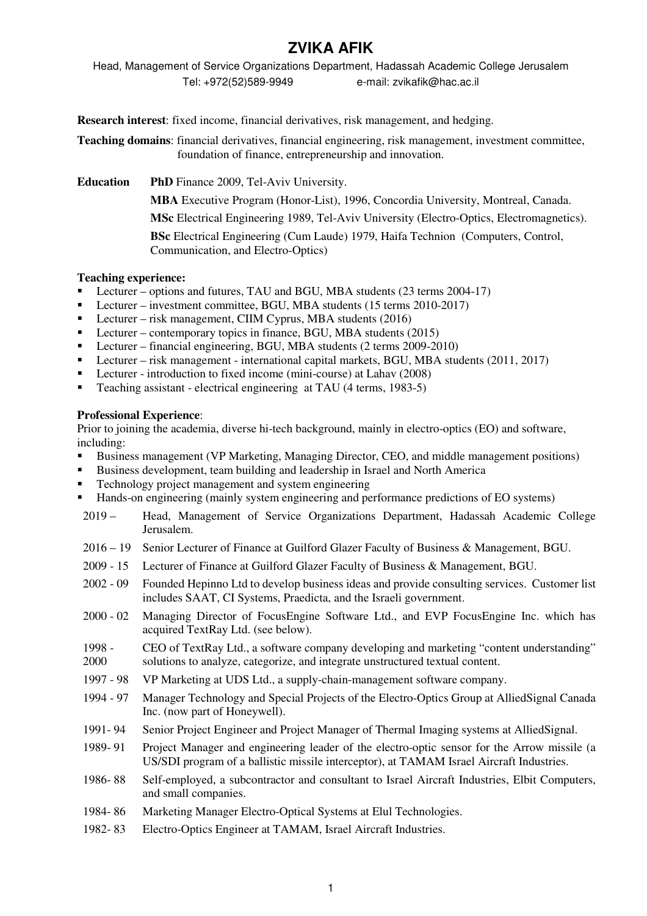# ZVIKA AFIK

Head, Management of Service Organizations Department, Hadassah Academic College Jerusalem

Tel: +972(52)589-9949 e-mail: zvikafik@hac.ac.il

**Research interest**: fixed income, financial derivatives, risk management, and hedging.

**Teaching domains**: financial derivatives, financial engineering, risk management, investment committee, foundation of finance, entrepreneurship and innovation.

**Education**

**PhD** Finance 2009, Tel-Aviv University.

**MBA** Executive Program (Honor-List), 1996, Concordia University, Montreal, Canada.

**MSc** Electrical Engineering 1989, Tel-Aviv University (Electro-Optics, Electromagnetics).

**BSc** Electrical Engineering (Cum Laude) 1979, Haifa Technion (Computers, Control, Communication, and Electro-Optics)

**Teaching experience:**

- Lecturer – options and futures, TAU and BGU, MBA students (23 terms 2004-17)
- Lecturer – investment committee, BGU, MBA students (15 terms 2010-2017)
- Lecturer – risk management, CIIM Cyprus, MBA students (2016)
- Lecturer – contemporary topics in finance, BGU, MBA students (2015)
- Lecturer – financial engineering, BGU, MBA students (2 terms 2009-2010)
- Lecturer – risk management - international capital markets, BGU, MBA students (2011, 2017)
- Lecturer - introduction to fixed income (mini-course) at Lahav (2008)
- Teaching assistant - electrical engineering at TAU (4 terms, 1983-5)

**Professional Experience**:

Prior to joining the academia, diverse hi-tech background, mainly in electro-optics (EO) and software, including:

- Business management (VP Marketing, Managing Director, CEO, and middle management positions)
- Business development, team building and leadership in Israel and North America
- Technology project management and system engineering
- Hands-on engineering (mainly system engineering and performance predictions of EO systems)

| | |
|---|---|
| 2019 – | Head, Management of Service Organizations Department, Hadassah Academic College Jerusalem. |
| 2016 – 19 | Senior Lecturer of Finance at Guilford Glazer Faculty of Business & Management, BGU. |
| 2009 - 15 | Lecturer of Finance at Guilford Glazer Faculty of Business & Management, BGU. |
| 2002 - 09 | Founded Hepinno Ltd to develop business ideas and provide consulting services. Customer list includes SAAT, CI Systems, Praedicta, and the Israeli government. |
| 2000 - 02 | Managing Director of FocusEngine Software Ltd., and EVP FocusEngine Inc. which has acquired TextRay Ltd. (see below). |
| 1998 - 2000 | CEO of TextRay Ltd., a software company developing and marketing "content understanding" solutions to analyze, categorize, and integrate unstructured textual content. |
| 1997 - 98 | VP Marketing at UDS Ltd., a supply-chain-management software company. |
| 1994 - 97 | Manager Technology and Special Projects of the Electro-Optics Group at AlliedSignal Canada Inc. (now part of Honeywell). |
| 1991- 94 | Senior Project Engineer and Project Manager of Thermal Imaging systems at AlliedSignal. |
| 1989- 91 | Project Manager and engineering leader of the electro-optic sensor for the Arrow missile (a US/SDI program of a ballistic missile interceptor), at TAMAM Israel Aircraft Industries. |
| 1986- 88 | Self-employed, a subcontractor and consultant to Israel Aircraft Industries, Elbit Computers, and small companies. |
| 1984- 86 | Marketing Manager Electro-Optical Systems at Elul Technologies. |
| 1982- 83 | Electro-Optics Engineer at TAMAM, Israel Aircraft Industries. |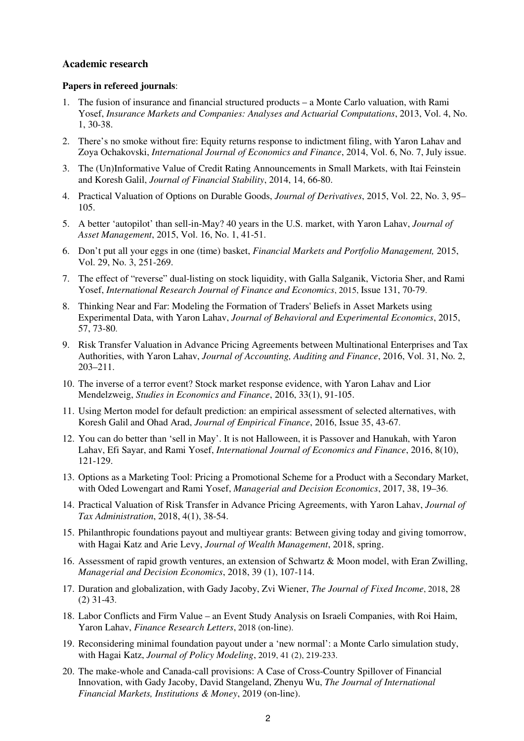## Academic research

**Papers in refereed journals**:

1. The fusion of insurance and financial structured products – a Monte Carlo valuation, with Rami Yosef, *Insurance Markets and Companies: Analyses and Actuarial Computations*, 2013, Vol. 4, No. 1, 30-38.
2. There's no smoke without fire: Equity returns response to indictment filing, with Yaron Lahav and Zoya Ochakovski, *International Journal of Economics and Finance*, 2014, Vol. 6, No. 7, July issue.
3. The (Un)Informative Value of Credit Rating Announcements in Small Markets, with Itai Feinstein and Koresh Galil, *Journal of Financial Stability*, 2014, 14, 66-80.
4. Practical Valuation of Options on Durable Goods, *Journal of Derivatives*, 2015, Vol. 22, No. 3, 95–105.
5. A better 'autopilot' than sell-in-May? 40 years in the U.S. market, with Yaron Lahav, *Journal of Asset Management*, 2015, Vol. 16, No. 1, 41-51.
6. Don't put all your eggs in one (time) basket, *Financial Markets and Portfolio Management,* 2015, Vol. 29, No. 3, 251-269.
7. The effect of "reverse" dual-listing on stock liquidity, with Galla Salganik, Victoria Sher, and Rami Yosef, *International Research Journal of Finance and Economics*, 2015, Issue 131, 70-79.
8. Thinking Near and Far: Modeling the Formation of Traders' Beliefs in Asset Markets using Experimental Data, with Yaron Lahav, *Journal of Behavioral and Experimental Economics*, 2015, 57, 73-80.
9. Risk Transfer Valuation in Advance Pricing Agreements between Multinational Enterprises and Tax Authorities, with Yaron Lahav, *Journal of Accounting, Auditing and Finance*, 2016, Vol. 31, No. 2, 203–211.
10. The inverse of a terror event? Stock market response evidence, with Yaron Lahav and Lior Mendelzweig, *Studies in Economics and Finance*, 2016, 33(1), 91-105.
11. Using Merton model for default prediction: an empirical assessment of selected alternatives, with Koresh Galil and Ohad Arad, *Journal of Empirical Finance*, 2016, Issue 35, 43-67.
12. You can do better than 'sell in May'. It is not Halloween, it is Passover and Hanukah, with Yaron Lahav, Efi Sayar, and Rami Yosef, *International Journal of Economics and Finance*, 2016, 8(10), 121-129.
13. Options as a Marketing Tool: Pricing a Promotional Scheme for a Product with a Secondary Market, with Oded Lowengart and Rami Yosef, *Managerial and Decision Economics*, 2017, 38, 19–36.
14. Practical Valuation of Risk Transfer in Advance Pricing Agreements, with Yaron Lahav, *Journal of Tax Administration*, 2018, 4(1), 38-54.
15. Philanthropic foundations payout and multiyear grants: Between giving today and giving tomorrow, with Hagai Katz and Arie Levy, *Journal of Wealth Management*, 2018, spring.
16. Assessment of rapid growth ventures, an extension of Schwartz & Moon model, with Eran Zwilling, *Managerial and Decision Economics*, 2018, 39 (1), 107-114.
17. Duration and globalization, with Gady Jacoby, Zvi Wiener, *The Journal of Fixed Income*, 2018, 28 (2) 31-43.
18. Labor Conflicts and Firm Value – an Event Study Analysis on Israeli Companies, with Roi Haim, Yaron Lahav, *Finance Research Letters*, 2018 (on-line).
19. Reconsidering minimal foundation payout under a 'new normal': a Monte Carlo simulation study, with Hagai Katz, *Journal of Policy Modeling*, 2019, 41 (2), 219-233.
20. The make-whole and Canada-call provisions: A Case of Cross-Country Spillover of Financial Innovation, with Gady Jacoby, David Stangeland, Zhenyu Wu, *The Journal of International Financial Markets, Institutions & Money*, 2019 (on-line).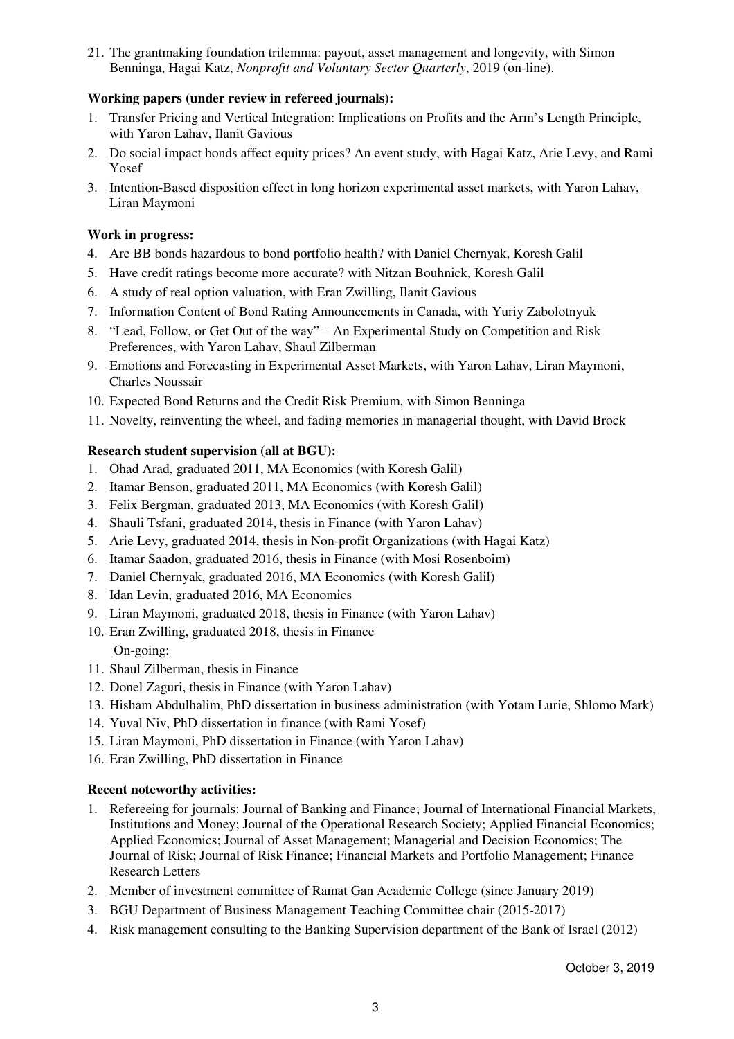21. The grantmaking foundation trilemma: payout, asset management and longevity, with Simon Benninga, Hagai Katz, *Nonprofit and Voluntary Sector Quarterly*, 2019 (on-line).

**Working papers (under review in refereed journals):**

1. Transfer Pricing and Vertical Integration: Implications on Profits and the Arm's Length Principle, with Yaron Lahav, Ilanit Gavious
2. Do social impact bonds affect equity prices? An event study, with Hagai Katz, Arie Levy, and Rami Yosef
3. Intention-Based disposition effect in long horizon experimental asset markets, with Yaron Lahav, Liran Maymoni

**Work in progress:**

4. Are BB bonds hazardous to bond portfolio health? with Daniel Chernyak, Koresh Galil
5. Have credit ratings become more accurate? with Nitzan Bouhnick, Koresh Galil
6. A study of real option valuation, with Eran Zwilling, Ilanit Gavious
7. Information Content of Bond Rating Announcements in Canada, with Yuriy Zabolotnyuk
8. "Lead, Follow, or Get Out of the way" – An Experimental Study on Competition and Risk Preferences, with Yaron Lahav, Shaul Zilberman
9. Emotions and Forecasting in Experimental Asset Markets, with Yaron Lahav, Liran Maymoni, Charles Noussair
10. Expected Bond Returns and the Credit Risk Premium, with Simon Benninga
11. Novelty, reinventing the wheel, and fading memories in managerial thought, with David Brock

**Research student supervision (all at BGU):**

1. Ohad Arad, graduated 2011, MA Economics (with Koresh Galil)
2. Itamar Benson, graduated 2011, MA Economics (with Koresh Galil)
3. Felix Bergman, graduated 2013, MA Economics (with Koresh Galil)
4. Shauli Tsfani, graduated 2014, thesis in Finance (with Yaron Lahav)
5. Arie Levy, graduated 2014, thesis in Non-profit Organizations (with Hagai Katz)
6. Itamar Saadon, graduated 2016, thesis in Finance (with Mosi Rosenboim)
7. Daniel Chernyak, graduated 2016, MA Economics (with Koresh Galil)
8. Idan Levin, graduated 2016, MA Economics
9. Liran Maymoni, graduated 2018, thesis in Finance (with Yaron Lahav)
10. Eran Zwilling, graduated 2018, thesis in Finance

    On-going:

11. Shaul Zilberman, thesis in Finance
12. Donel Zaguri, thesis in Finance (with Yaron Lahav)
13. Hisham Abdulhalim, PhD dissertation in business administration (with Yotam Lurie, Shlomo Mark)
14. Yuval Niv, PhD dissertation in finance (with Rami Yosef)
15. Liran Maymoni, PhD dissertation in Finance (with Yaron Lahav)
16. Eran Zwilling, PhD dissertation in Finance

**Recent noteworthy activities:**

1. Refereeing for journals: Journal of Banking and Finance; Journal of International Financial Markets, Institutions and Money; Journal of the Operational Research Society; Applied Financial Economics; Applied Economics; Journal of Asset Management; Managerial and Decision Economics; The Journal of Risk; Journal of Risk Finance; Financial Markets and Portfolio Management; Finance Research Letters
2. Member of investment committee of Ramat Gan Academic College (since January 2019)
3. BGU Department of Business Management Teaching Committee chair (2015-2017)
4. Risk management consulting to the Banking Supervision department of the Bank of Israel (2012)

October 3, 2019